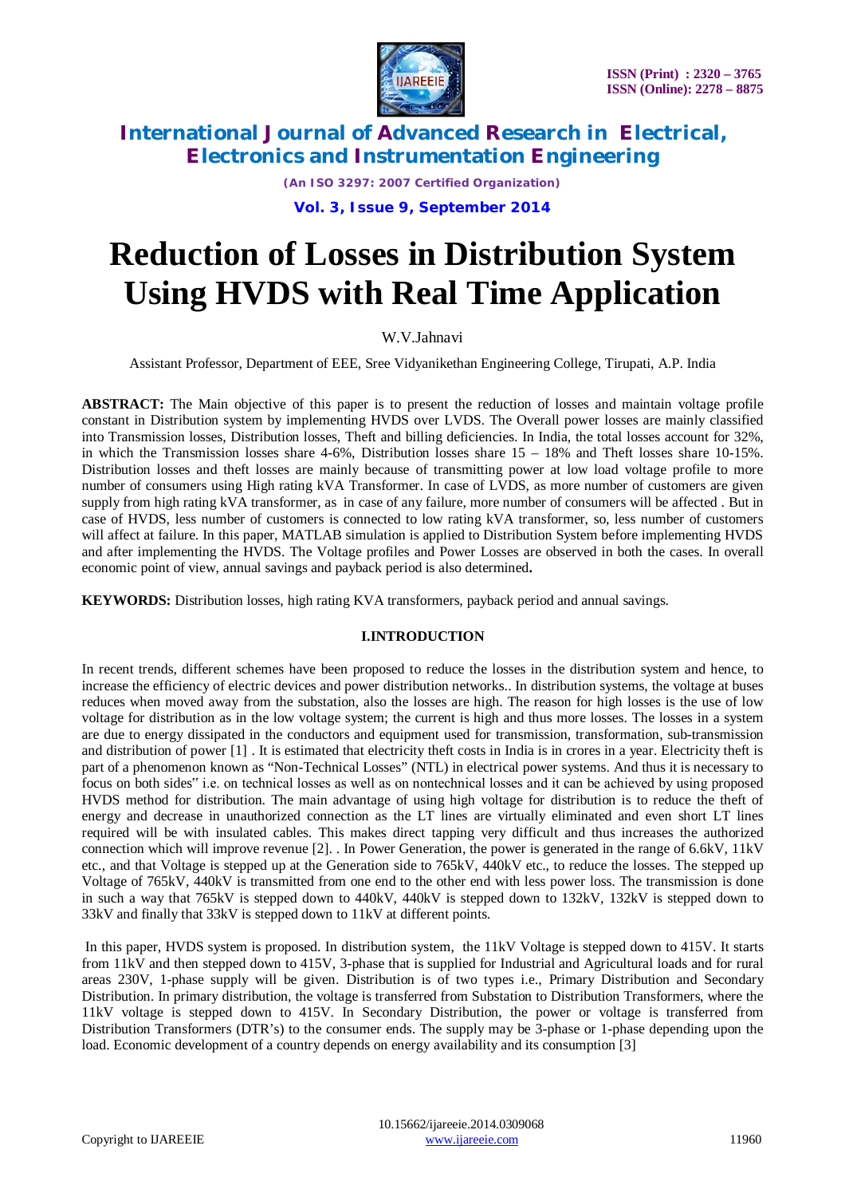# Reduction of Losses in Distribution System Using HVDS with Real Time Application

W.V.Jahnavi

Assistant Professor, Department of EEE, Sree Vidyanikethan Engineering College, Tirupati, A.P. India

**ABSTRACT:** The Main objective of this paper is to present the reduction of losses and maintain voltage profile constant in Distribution system by implementing HVDS over LVDS. The Overall power losses are mainly classified into Transmission losses, Distribution losses, Theft and billing deficiencies. In India, the total losses account for 32%, in which the Transmission losses share 4-6%, Distribution losses share 15 – 18% and Theft losses share 10-15%. Distribution losses and theft losses are mainly because of transmitting power at low load voltage profile to more number of consumers using High rating kVA Transformer. In case of LVDS, as more number of customers are given supply from high rating kVA transformer, as in case of any failure, more number of consumers will be affected . But in case of HVDS, less number of customers is connected to low rating kVA transformer, so, less number of customers will affect at failure. In this paper, MATLAB simulation is applied to Distribution System before implementing HVDS and after implementing the HVDS. The Voltage profiles and Power Losses are observed in both the cases. In overall economic point of view, annual savings and payback period is also determined**.**

**KEYWORDS:** Distribution losses, high rating KVA transformers, payback period and annual savings.

## I.INTRODUCTION

In recent trends, different schemes have been proposed to reduce the losses in the distribution system and hence, to increase the efficiency of electric devices and power distribution networks.. In distribution systems, the voltage at buses reduces when moved away from the substation, also the losses are high. The reason for high losses is the use of low voltage for distribution as in the low voltage system; the current is high and thus more losses. The losses in a system are due to energy dissipated in the conductors and equipment used for transmission, transformation, sub-transmission and distribution of power [1] . It is estimated that electricity theft costs in India is in crores in a year. Electricity theft is part of a phenomenon known as "Non-Technical Losses" (NTL) in electrical power systems. And thus it is necessary to focus on both sides" i.e. on technical losses as well as on nontechnical losses and it can be achieved by using proposed HVDS method for distribution. The main advantage of using high voltage for distribution is to reduce the theft of energy and decrease in unauthorized connection as the LT lines are virtually eliminated and even short LT lines required will be with insulated cables. This makes direct tapping very difficult and thus increases the authorized connection which will improve revenue [2]. . In Power Generation, the power is generated in the range of 6.6kV, 11kV etc., and that Voltage is stepped up at the Generation side to 765kV, 440kV etc., to reduce the losses. The stepped up Voltage of 765kV, 440kV is transmitted from one end to the other end with less power loss. The transmission is done in such a way that 765kV is stepped down to 440kV, 440kV is stepped down to 132kV, 132kV is stepped down to 33kV and finally that 33kV is stepped down to 11kV at different points.

In this paper, HVDS system is proposed. In distribution system, the 11kV Voltage is stepped down to 415V. It starts from 11kV and then stepped down to 415V, 3-phase that is supplied for Industrial and Agricultural loads and for rural areas 230V, 1-phase supply will be given. Distribution is of two types i.e., Primary Distribution and Secondary Distribution. In primary distribution, the voltage is transferred from Substation to Distribution Transformers, where the 11kV voltage is stepped down to 415V. In Secondary Distribution, the power or voltage is transferred from Distribution Transformers (DTR's) to the consumer ends. The supply may be 3-phase or 1-phase depending upon the load. Economic development of a country depends on energy availability and its consumption [3]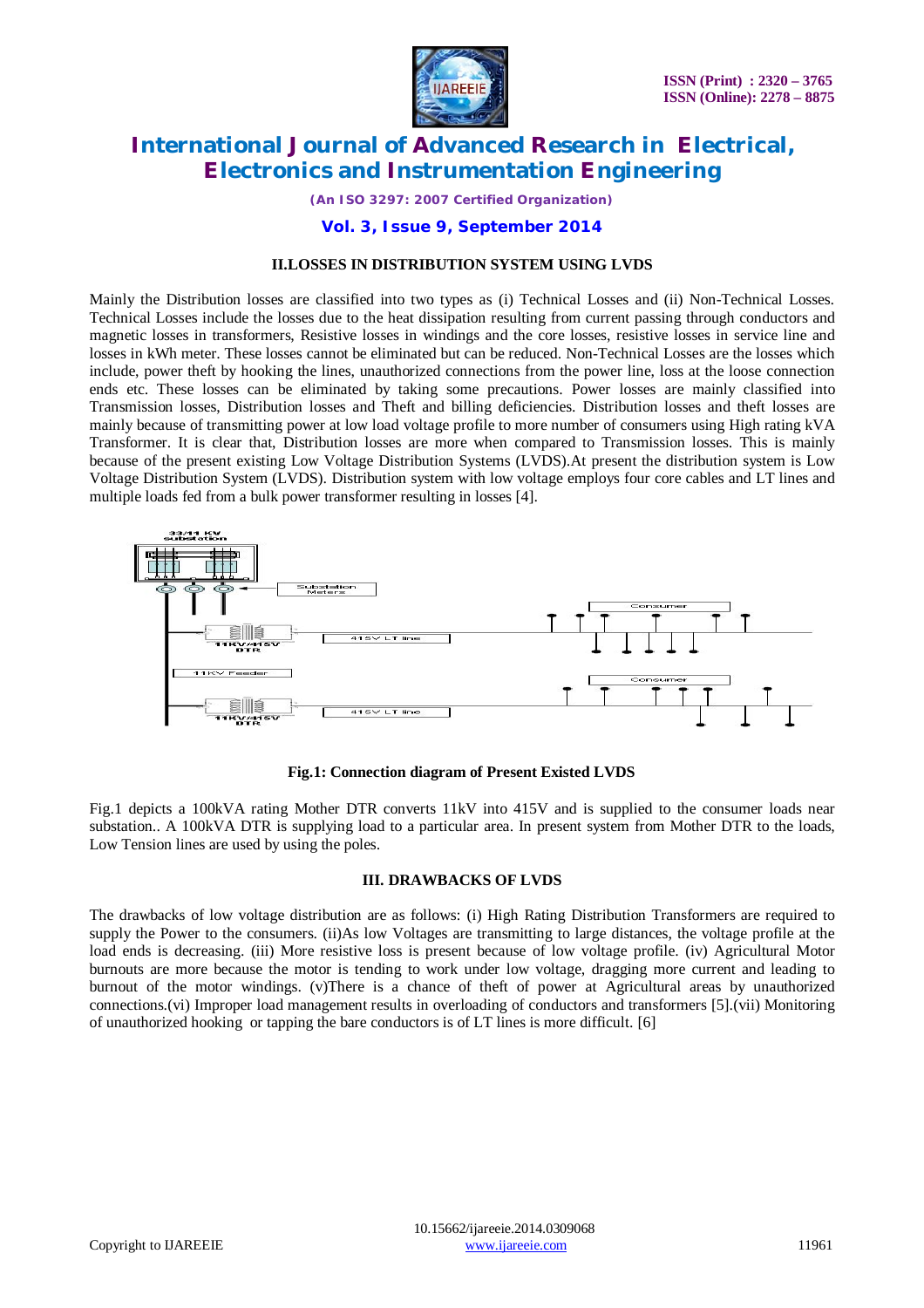## II.LOSSES IN DISTRIBUTION SYSTEM USING LVDS

Mainly the Distribution losses are classified into two types as (i) Technical Losses and (ii) Non-Technical Losses. Technical Losses include the losses due to the heat dissipation resulting from current passing through conductors and magnetic losses in transformers, Resistive losses in windings and the core losses, resistive losses in service line and losses in kWh meter. These losses cannot be eliminated but can be reduced. Non-Technical Losses are the losses which include, power theft by hooking the lines, unauthorized connections from the power line, loss at the loose connection ends etc. These losses can be eliminated by taking some precautions. Power losses are mainly classified into Transmission losses, Distribution losses and Theft and billing deficiencies. Distribution losses and theft losses are mainly because of transmitting power at low load voltage profile to more number of consumers using High rating kVA Transformer. It is clear that, Distribution losses are more when compared to Transmission losses. This is mainly because of the present existing Low Voltage Distribution Systems (LVDS).At present the distribution system is Low Voltage Distribution System (LVDS). Distribution system with low voltage employs four core cables and LT lines and multiple loads fed from a bulk power transformer resulting in losses [4].

Fig.1: Connection diagram of Present Existed LVDS

Fig.1 depicts a 100kVA rating Mother DTR converts 11kV into 415V and is supplied to the consumer loads near substation.. A 100kVA DTR is supplying load to a particular area. In present system from Mother DTR to the loads, Low Tension lines are used by using the poles.

## III. DRAWBACKS OF LVDS

The drawbacks of low voltage distribution are as follows: (i) High Rating Distribution Transformers are required to supply the Power to the consumers. (ii)As low Voltages are transmitting to large distances, the voltage profile at the load ends is decreasing. (iii) More resistive loss is present because of low voltage profile. (iv) Agricultural Motor burnouts are more because the motor is tending to work under low voltage, dragging more current and leading to burnout of the motor windings. (v)There is a chance of theft of power at Agricultural areas by unauthorized connections.(vi) Improper load management results in overloading of conductors and transformers [5].(vii) Monitoring of unauthorized hooking or tapping the bare conductors is of LT lines is more difficult. [6]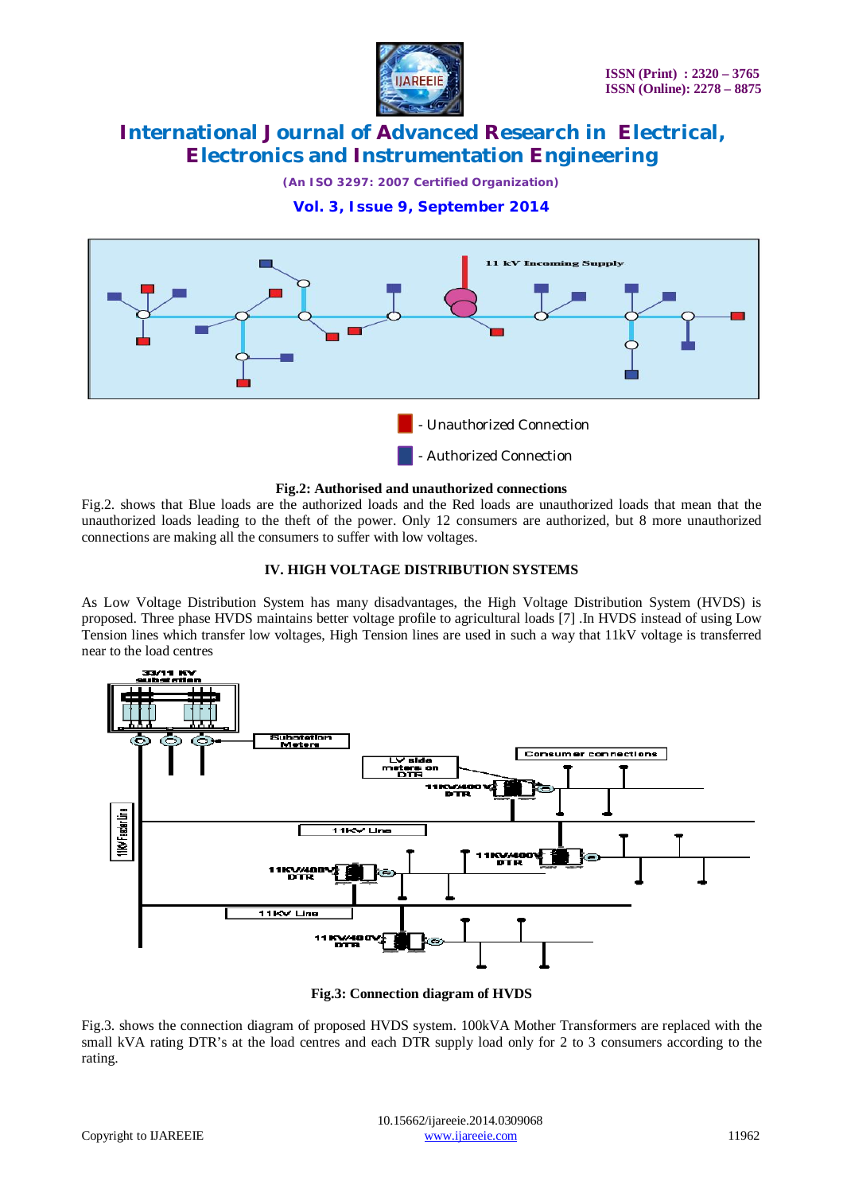Fig.2: Authorised and unauthorized connections

Fig.2. shows that Blue loads are the authorized loads and the Red loads are unauthorized loads that mean that the unauthorized loads leading to the theft of the power. Only 12 consumers are authorized, but 8 more unauthorized connections are making all the consumers to suffer with low voltages.

## IV. HIGH VOLTAGE DISTRIBUTION SYSTEMS

As Low Voltage Distribution System has many disadvantages, the High Voltage Distribution System (HVDS) is proposed. Three phase HVDS maintains better voltage profile to agricultural loads [7] .In HVDS instead of using Low Tension lines which transfer low voltages, High Tension lines are used in such a way that 11kV voltage is transferred near to the load centres

Fig.3: Connection diagram of HVDS

Fig.3. shows the connection diagram of proposed HVDS system. 100kVA Mother Transformers are replaced with the small kVA rating DTR's at the load centres and each DTR supply load only for 2 to 3 consumers according to the rating.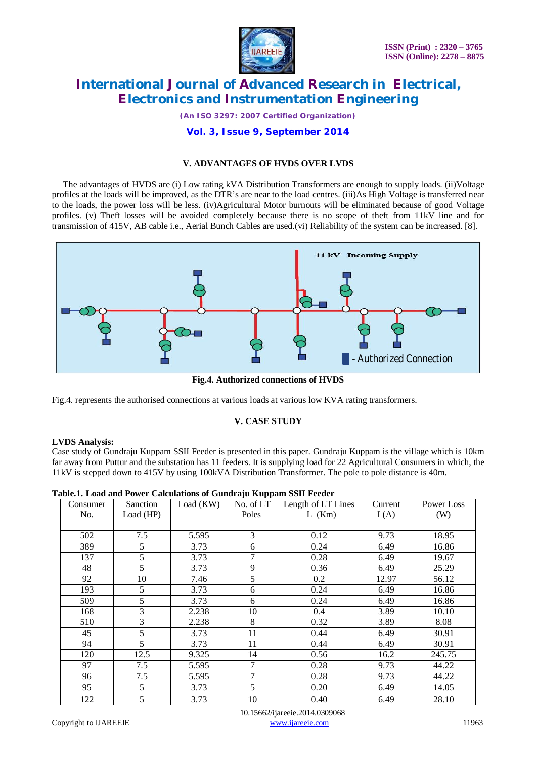### V. ADVANTAGES OF HVDS OVER LVDS

The advantages of HVDS are (i) Low rating kVA Distribution Transformers are enough to supply loads. (ii)Voltage profiles at the loads will be improved, as the DTR's are near to the load centres. (iii)As High Voltage is transferred near to the loads, the power loss will be less. (iv)Agricultural Motor burnouts will be eliminated because of good Voltage profiles. (v) Theft losses will be avoided completely because there is no scope of theft from 11kV line and for transmission of 415V, AB cable i.e., Aerial Bunch Cables are used.(vi) Reliability of the system can be increased. [8].

Fig.4. Authorized connections of HVDS

Fig.4. represents the authorised connections at various loads at various low KVA rating transformers.

### V. CASE STUDY

**LVDS Analysis:**

Case study of Gundraju Kuppam SSII Feeder is presented in this paper. Gundraju Kuppam is the village which is 10km far away from Puttur and the substation has 11 feeders. It is supplying load for 22 Agricultural Consumers in which, the 11kV is stepped down to 415V by using 100kVA Distribution Transformer. The pole to pole distance is 40m.

**Table.1. Load and Power Calculations of Gundraju Kuppam SSII Feeder**

| Consumer No. | Sanction Load (HP) | Load (KW) | No. of LT Poles | Length of LT Lines L (Km) | Current I (A) | Power Loss (W) |
|---|---|---|---|---|---|---|
| 502 | 7.5 | 5.595 | 3 | 0.12 | 9.73 | 18.95 |
| 389 | 5 | 3.73 | 6 | 0.24 | 6.49 | 16.86 |
| 137 | 5 | 3.73 | 7 | 0.28 | 6.49 | 19.67 |
| 48 | 5 | 3.73 | 9 | 0.36 | 6.49 | 25.29 |
| 92 | 10 | 7.46 | 5 | 0.2 | 12.97 | 56.12 |
| 193 | 5 | 3.73 | 6 | 0.24 | 6.49 | 16.86 |
| 509 | 5 | 3.73 | 6 | 0.24 | 6.49 | 16.86 |
| 168 | 3 | 2.238 | 10 | 0.4 | 3.89 | 10.10 |
| 510 | 3 | 2.238 | 8 | 0.32 | 3.89 | 8.08 |
| 45 | 5 | 3.73 | 11 | 0.44 | 6.49 | 30.91 |
| 94 | 5 | 3.73 | 11 | 0.44 | 6.49 | 30.91 |
| 120 | 12.5 | 9.325 | 14 | 0.56 | 16.2 | 245.75 |
| 97 | 7.5 | 5.595 | 7 | 0.28 | 9.73 | 44.22 |
| 96 | 7.5 | 5.595 | 7 | 0.28 | 9.73 | 44.22 |
| 95 | 5 | 3.73 | 5 | 0.20 | 6.49 | 14.05 |
| 122 | 5 | 3.73 | 10 | 0.40 | 6.49 | 28.10 |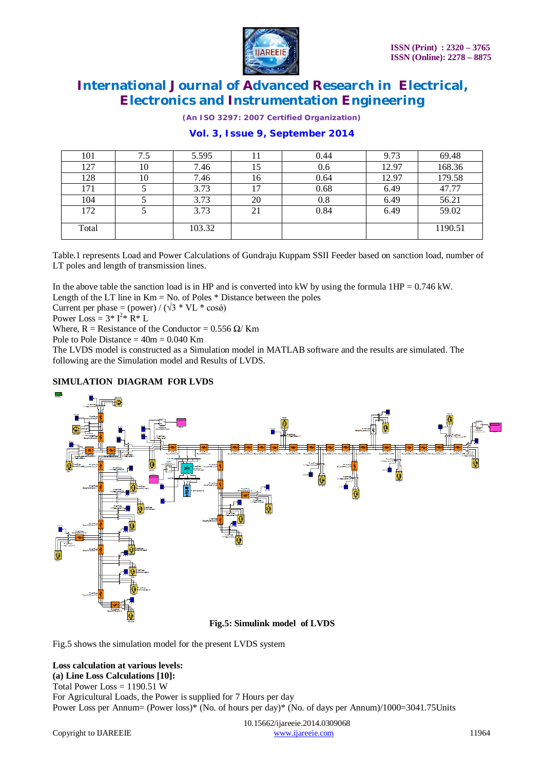| 101 | 7.5 | 5.595 | 11 | 0.44 | 9.73 | 69.48 |
|---|---|---|---|---|---|---|
| 127 | 10 | 7.46 | 15 | 0.6 | 12.97 | 168.36 |
| 128 | 10 | 7.46 | 16 | 0.64 | 12.97 | 179.58 |
| 171 | 5 | 3.73 | 17 | 0.68 | 6.49 | 47.77 |
| 104 | 5 | 3.73 | 20 | 0.8 | 6.49 | 56.21 |
| 172 | 5 | 3.73 | 21 | 0.84 | 6.49 | 59.02 |
| Total | | 103.32 | | | | 1190.51 |

Table.1 represents Load and Power Calculations of Gundraju Kuppam SSII Feeder based on sanction load, number of LT poles and length of transmission lines.

In the above table the sanction load is in HP and is converted into kW by using the formula 1HP = 0.746 kW.
Length of the LT line in Km = No. of Poles * Distance between the poles
Current per phase = (power) / ($\sqrt{3}$ * VL * cosϕ)
Power Loss = 3* $I^2$* R* L
Where, R = Resistance of the Conductor = 0.556 Ω/ Km
Pole to Pole Distance = 40m = 0.040 Km
The LVDS model is constructed as a Simulation model in MATLAB software and the results are simulated. The following are the Simulation model and Results of LVDS.

**SIMULATION DIAGRAM FOR LVDS**

**Fig.5: Simulink model of LVDS**

Fig.5 shows the simulation model for the present LVDS system

**Loss calculation at various levels:**
**(a) Line Loss Calculations [10]:**
Total Power Loss = 1190.51 W
For Agricultural Loads, the Power is supplied for 7 Hours per day
Power Loss per Annum= (Power loss)* (No. of hours per day)* (No. of days per Annum)/1000=3041.75Units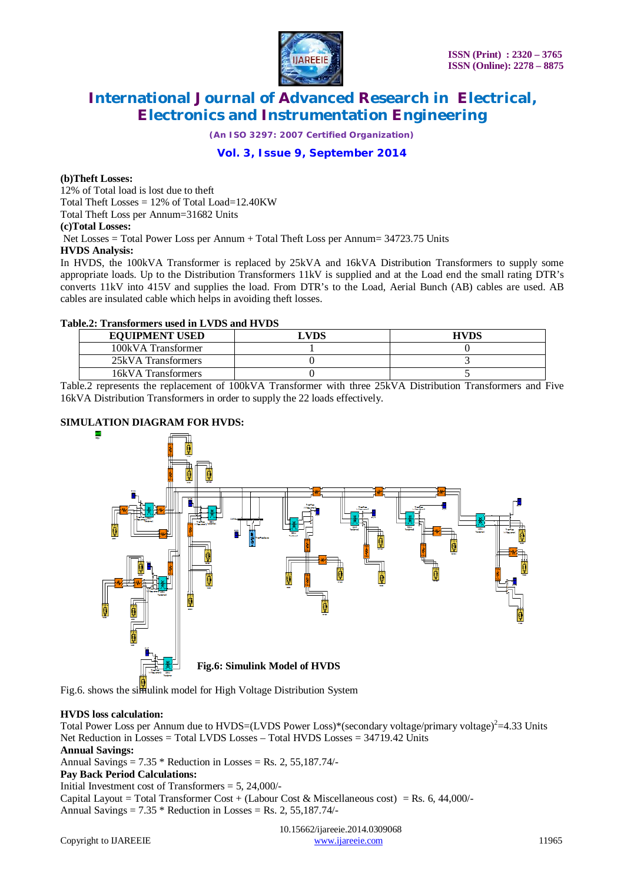**(b)Theft Losses:**

12% of Total load is lost due to theft

Total Theft Losses = 12% of Total Load=12.40KW

Total Theft Loss per Annum=31682 Units

**(c)Total Losses:**

Net Losses = Total Power Loss per Annum + Total Theft Loss per Annum= 34723.75 Units

**HVDS Analysis:**

In HVDS, the 100kVA Transformer is replaced by 25kVA and 16kVA Distribution Transformers to supply some appropriate loads. Up to the Distribution Transformers 11kV is supplied and at the Load end the small rating DTR's converts 11kV into 415V and supplies the load. From DTR's to the Load, Aerial Bunch (AB) cables are used. AB cables are insulated cable which helps in avoiding theft losses.

**Table.2: Transformers used in LVDS and HVDS**

| EQUIPMENT USED | LVDS | HVDS |
|---|---|---|
| 100kVA Transformer | 1 | 0 |
| 25kVA Transformers | 0 | 3 |
| 16kVA Transformers | 0 | 5 |

Table.2 represents the replacement of 100kVA Transformer with three 25kVA Distribution Transformers and Five 16kVA Distribution Transformers in order to supply the 22 loads effectively.

**SIMULATION DIAGRAM FOR HVDS:**

**Fig.6: Simulink Model of HVDS**

Fig.6. shows the simulink model for High Voltage Distribution System

**HVDS loss calculation:**

Total Power Loss per Annum due to HVDS=(LVDS Power Loss)*(secondary voltage/primary voltage)$^2$=4.33 Units

Net Reduction in Losses = Total LVDS Losses – Total HVDS Losses = 34719.42 Units

**Annual Savings:**

Annual Savings = 7.35 * Reduction in Losses = Rs. 2, 55,187.74/-

**Pay Back Period Calculations:**

Initial Investment cost of Transformers = 5, 24,000/-

Capital Layout = Total Transformer Cost + (Labour Cost & Miscellaneous cost) = Rs. 6, 44,000/-

Annual Savings = 7.35 * Reduction in Losses = Rs. 2, 55,187.74/-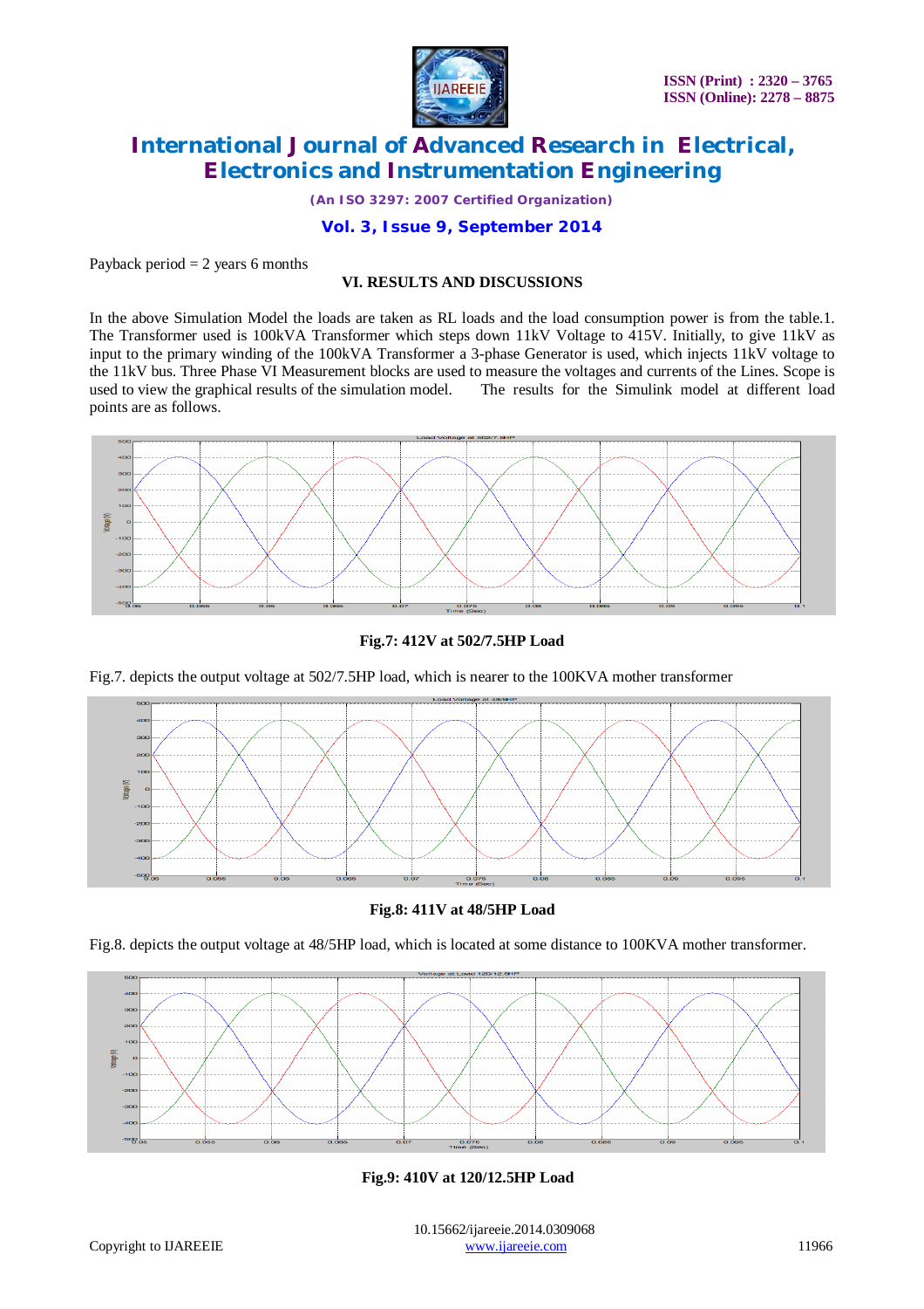Payback period = 2 years 6 months

## VI. RESULTS AND DISCUSSIONS

In the above Simulation Model the loads are taken as RL loads and the load consumption power is from the table.1. The Transformer used is 100kVA Transformer which steps down 11kV Voltage to 415V. Initially, to give 11kV as input to the primary winding of the 100kVA Transformer a 3-phase Generator is used, which injects 11kV voltage to the 11kV bus. Three Phase VI Measurement blocks are used to measure the voltages and currents of the Lines. Scope is used to view the graphical results of the simulation model. The results for the Simulink model at different load points are as follows.

**Fig.7: 412V at 502/7.5HP Load**

Fig.7. depicts the output voltage at 502/7.5HP load, which is nearer to the 100KVA mother transformer

**Fig.8: 411V at 48/5HP Load**

Fig.8. depicts the output voltage at 48/5HP load, which is located at some distance to 100KVA mother transformer.

**Fig.9: 410V at 120/12.5HP Load**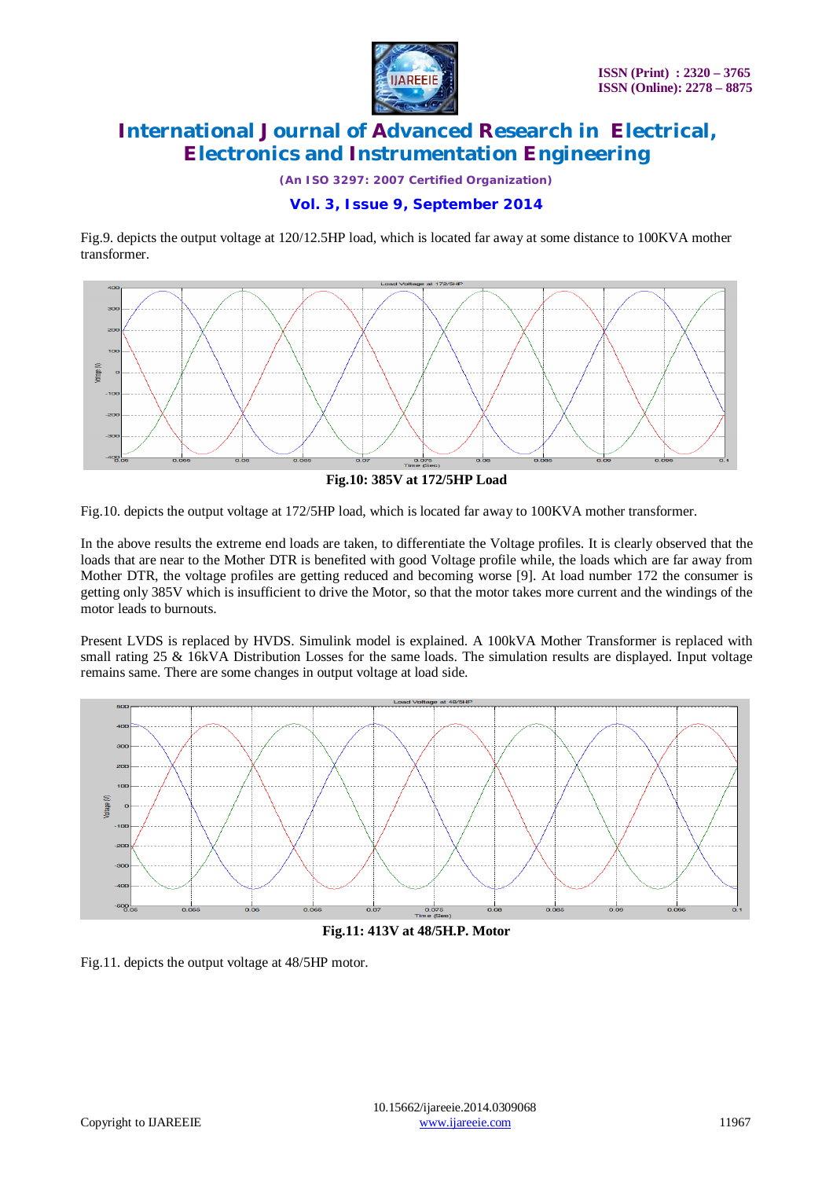Fig.9. depicts the output voltage at 120/12.5HP load, which is located far away at some distance to 100KVA mother transformer.

**Fig.10: 385V at 172/5HP Load**

Fig.10. depicts the output voltage at 172/5HP load, which is located far away to 100KVA mother transformer.

In the above results the extreme end loads are taken, to differentiate the Voltage profiles. It is clearly observed that the loads that are near to the Mother DTR is benefited with good Voltage profile while, the loads which are far away from Mother DTR, the voltage profiles are getting reduced and becoming worse [9]. At load number 172 the consumer is getting only 385V which is insufficient to drive the Motor, so that the motor takes more current and the windings of the motor leads to burnouts.

Present LVDS is replaced by HVDS. Simulink model is explained. A 100kVA Mother Transformer is replaced with small rating 25 & 16kVA Distribution Losses for the same loads. The simulation results are displayed. Input voltage remains same. There are some changes in output voltage at load side.

**Fig.11: 413V at 48/5H.P. Motor**

Fig.11. depicts the output voltage at 48/5HP motor.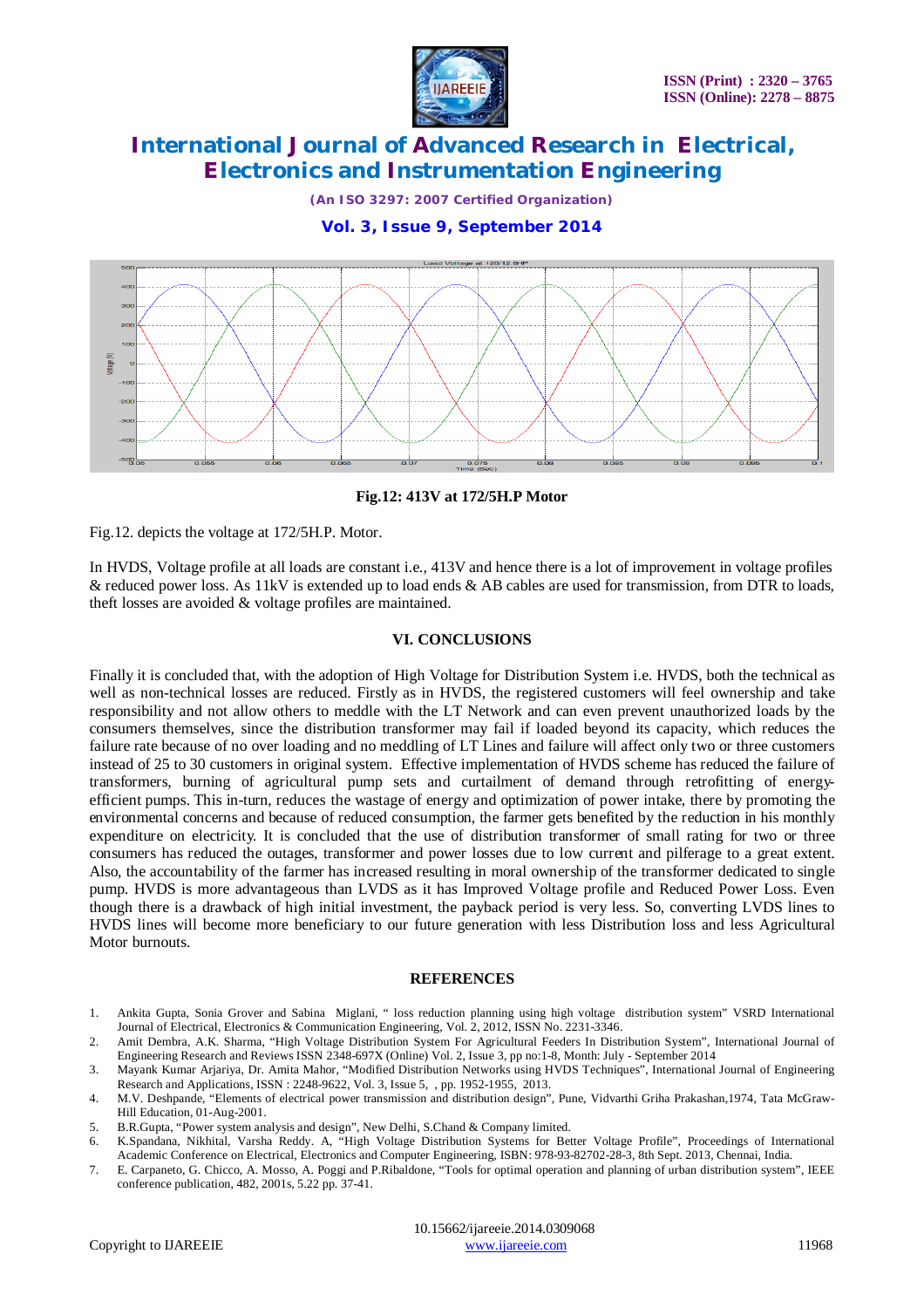Fig.12: 413V at 172/5H.P Motor

Fig.12. depicts the voltage at 172/5H.P. Motor.

In HVDS, Voltage profile at all loads are constant i.e., 413V and hence there is a lot of improvement in voltage profiles & reduced power loss. As 11kV is extended up to load ends & AB cables are used for transmission, from DTR to loads, theft losses are avoided & voltage profiles are maintained.

## VI. CONCLUSIONS

Finally it is concluded that, with the adoption of High Voltage for Distribution System i.e. HVDS, both the technical as well as non-technical losses are reduced. Firstly as in HVDS, the registered customers will feel ownership and take responsibility and not allow others to meddle with the LT Network and can even prevent unauthorized loads by the consumers themselves, since the distribution transformer may fail if loaded beyond its capacity, which reduces the failure rate because of no over loading and no meddling of LT Lines and failure will affect only two or three customers instead of 25 to 30 customers in original system. Effective implementation of HVDS scheme has reduced the failure of transformers, burning of agricultural pump sets and curtailment of demand through retrofitting of energy-efficient pumps. This in-turn, reduces the wastage of energy and optimization of power intake, there by promoting the environmental concerns and because of reduced consumption, the farmer gets benefited by the reduction in his monthly expenditure on electricity. It is concluded that the use of distribution transformer of small rating for two or three consumers has reduced the outages, transformer and power losses due to low current and pilferage to a great extent. Also, the accountability of the farmer has increased resulting in moral ownership of the transformer dedicated to single pump. HVDS is more advantageous than LVDS as it has Improved Voltage profile and Reduced Power Loss. Even though there is a drawback of high initial investment, the payback period is very less. So, converting LVDS lines to HVDS lines will become more beneficiary to our future generation with less Distribution loss and less Agricultural Motor burnouts.

## REFERENCES

1. Ankita Gupta, Sonia Grover and Sabina Miglani, " loss reduction planning using high voltage distribution system" VSRD International Journal of Electrical, Electronics & Communication Engineering, Vol. 2, 2012, ISSN No. 2231-3346.
2. Amit Dembra, A.K. Sharma, "High Voltage Distribution System For Agricultural Feeders In Distribution System", International Journal of Engineering Research and Reviews ISSN 2348-697X (Online) Vol. 2, Issue 3, pp no:1-8, Month: July - September 2014
3. Mayank Kumar Arjariya, Dr. Amita Mahor, "Modified Distribution Networks using HVDS Techniques", International Journal of Engineering Research and Applications, ISSN : 2248-9622, Vol. 3, Issue 5, , pp. 1952-1955, 2013.
4. M.V. Deshpande, "Elements of electrical power transmission and distribution design", Pune, Vidvarthi Griha Prakashan,1974, Tata McGraw-Hill Education, 01-Aug-2001.
5. B.R.Gupta, "Power system analysis and design", New Delhi, S.Chand & Company limited.
6. K.Spandana, Nikhital, Varsha Reddy. A, "High Voltage Distribution Systems for Better Voltage Profile", Proceedings of International Academic Conference on Electrical, Electronics and Computer Engineering, ISBN: 978-93-82702-28-3, 8th Sept. 2013, Chennai, India.
7. E. Carpaneto, G. Chicco, A. Mosso, A. Poggi and P.Ribaldone, "Tools for optimal operation and planning of urban distribution system", IEEE conference publication, 482, 2001s, 5.22 pp. 37-41.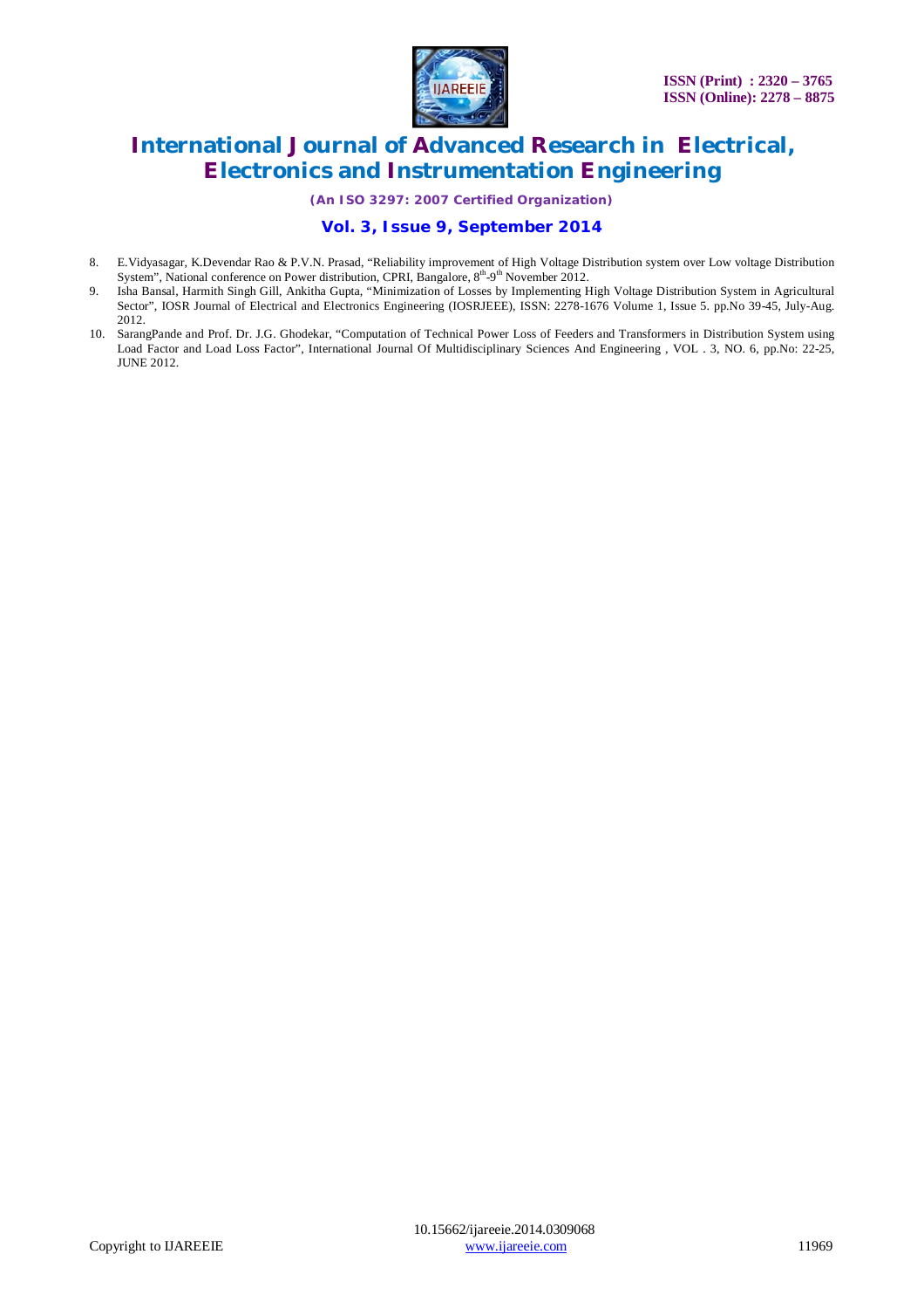8. E.Vidyasagar, K.Devendar Rao & P.V.N. Prasad, "Reliability improvement of High Voltage Distribution system over Low voltage Distribution System", National conference on Power distribution, CPRI, Bangalore, 8th-9th November 2012.
9. Isha Bansal, Harmith Singh Gill, Ankitha Gupta, "Minimization of Losses by Implementing High Voltage Distribution System in Agricultural Sector", IOSR Journal of Electrical and Electronics Engineering (IOSRJEEE), ISSN: 2278-1676 Volume 1, Issue 5. pp.No 39-45, July-Aug. 2012.
10. SarangPande and Prof. Dr. J.G. Ghodekar, "Computation of Technical Power Loss of Feeders and Transformers in Distribution System using Load Factor and Load Loss Factor", International Journal Of Multidisciplinary Sciences And Engineering , VOL . 3, NO. 6, pp.No: 22-25, JUNE 2012.